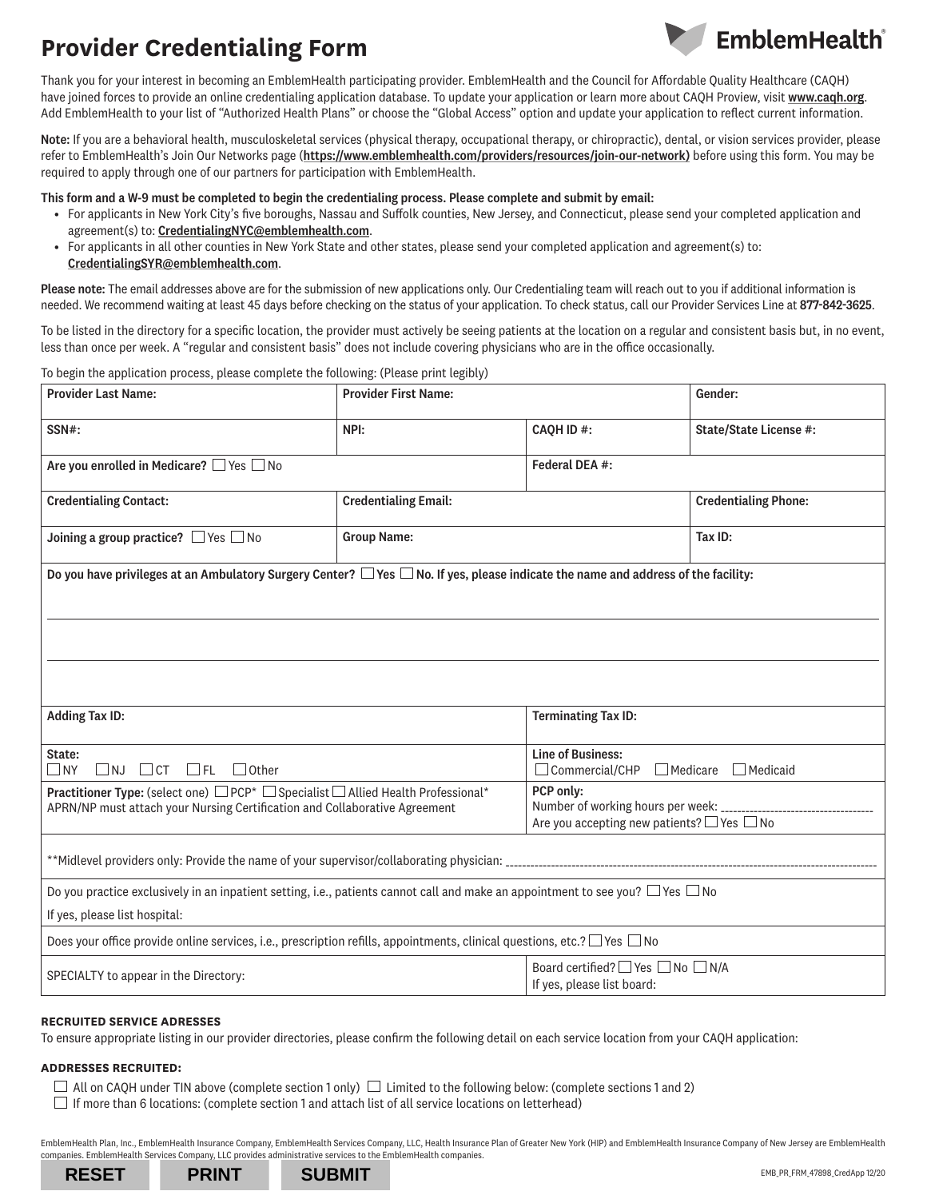# Provider Credentialing Form

Thank you for your interest in becoming an EmblemHealth participating provider. EmblemHealth and the Council for Affordable Quality Healthcare (CAQH) have joined forces to provide an online credentialing application database. To update your application or learn more about CAQH Proview, visit **www.caqh.org**. Add EmblemHealth to your list of "Authorized Health Plans" or choose the "Global Access" option and update your application to reflect current information.

**Note:** If you are a behavioral health, musculoskeletal services (physical therapy, occupational therapy, or chiropractic), dental, or vision services provider, please refer to EmblemHealth's Join Our Networks page (**https://www.emblemhealth.com/providers/resources/join-our-network)** before using this form. You may be required to apply through one of our partners for participation with EmblemHealth.

**This form and a W-9 must be completed to begin the credentialing process. Please complete and submit by email:**

- For applicants in New York City's five boroughs, Nassau and Suffolk counties, New Jersey, and Connecticut, please send your completed application and agreement(s) to: **CredentialingNYC@emblemhealth.com**.
- For applicants in all other counties in New York State and other states, please send your completed application and agreement(s) to: **CredentialingSYR@emblemhealth.com**.

**Please note:** The email addresses above are for the submission of new applications only. Our Credentialing team will reach out to you if additional information is needed. We recommend waiting at least 45 days before checking on the status of your application. To check status, call our Provider Services Line at **877-842-3625**.

To be listed in the directory for a specific location, the provider must actively be seeing patients at the location on a regular and consistent basis but, in no event, less than once per week. A "regular and consistent basis" does not include covering physicians who are in the office occasionally.

To begin the application process, please complete the following: (Please print legibly)

| | | | |
|---|---|---|---|
| **Provider Last Name:** | **Provider First Name:** | | **Gender:** |
| **SSN#:** | **NPI:** | **CAQH ID #:** | **State/State License #:** |
| **Are you enrolled in Medicare?** ☐ Yes ☐ No | | **Federal DEA #:** | |
| **Credentialing Contact:** | **Credentialing Email:** | | **Credentialing Phone:** |
| **Joining a group practice?** ☐ Yes ☐ No | **Group Name:** | | **Tax ID:** |
| **Do you have privileges at an Ambulatory Surgery Center?** ☐ Yes ☐ No. **If yes, please indicate the name and address of the facility:** | | | |
| **Adding Tax ID:** | | **Terminating Tax ID:** | |
| **State:** ☐ NY ☐ NJ ☐ CT ☐ FL ☐ Other | | **Line of Business:** ☐ Commercial/CHP ☐ Medicare ☐ Medicaid | |
| **Practitioner Type:** (select one) ☐ PCP* ☐ Specialist ☐ Allied Health Professional* APRN/NP must attach your Nursing Certification and Collaborative Agreement | | **PCP only:** Number of working hours per week: ______ Are you accepting new patients? ☐ Yes ☐ No | |
| **Midlevel providers only: Provide the name of your supervisor/collaborating physician: ______ | | | |
| Do you practice exclusively in an inpatient setting, i.e., patients cannot call and make an appointment to see you? ☐ Yes ☐ No If yes, please list hospital: | | | |
| Does your office provide online services, i.e., prescription refills, appointments, clinical questions, etc.? ☐ Yes ☐ No | | | |
| SPECIALTY to appear in the Directory: | | Board certified? ☐ Yes ☐ No ☐ N/A If yes, please list board: | |

**RECRUITED SERVICE ADRESSES**

To ensure appropriate listing in our provider directories, please confirm the following detail on each service location from your CAQH application:

**ADDRESSES RECRUITED:**

☐ All on CAQH under TIN above (complete section 1 only) ☐ Limited to the following below: (complete sections 1 and 2)
☐ If more than 6 locations: (complete section 1 and attach list of all service locations on letterhead)

EmblemHealth Plan, Inc., EmblemHealth Insurance Company, EmblemHealth Services Company, LLC, Health Insurance Plan of Greater New York (HIP) and EmblemHealth Insurance Company of New Jersey are EmblemHealth companies. EmblemHealth Services Company, LLC provides administrative services to the EmblemHealth companies.

EMB_PR_FRM_47898_CredApp 12/20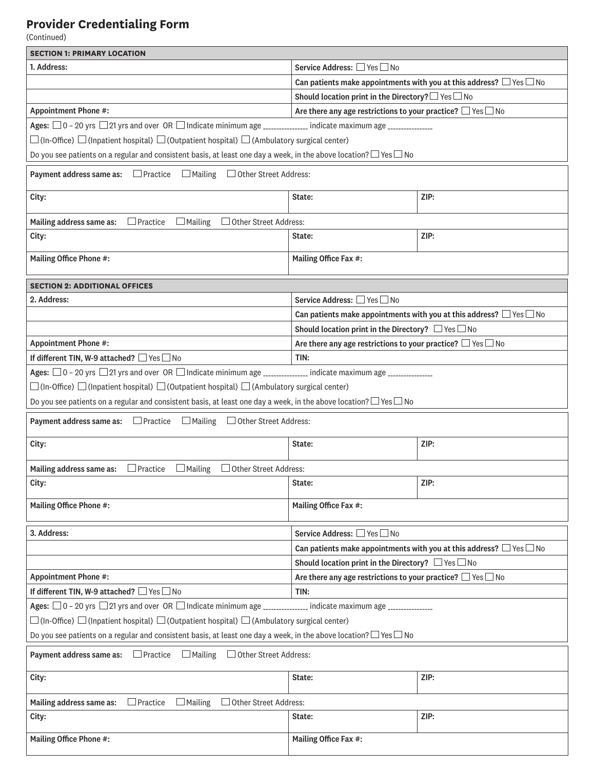## Provider Credentialing Form

(Continued)

| SECTION 1: PRIMARY LOCATION | |
|---|---|
| 1. Address: | Service Address: ☐ Yes ☐ No |
| | Can patients make appointments with you at this address? ☐ Yes ☐ No |
| | Should location print in the Directory? ☐ Yes ☐ No |
| Appointment Phone #: | Are there any age restrictions to your practice? ☐ Yes ☐ No |

Ages: ☐ 0 – 20 yrs ☐ 21 yrs and over OR ☐ Indicate minimum age ______________ indicate maximum age ______________

☐ (In-Office) ☐ (Inpatient hospital) ☐ (Outpatient hospital) ☐ (Ambulatory surgical center)

Do you see patients on a regular and consistent basis, at least one day a week, in the above location? ☐ Yes ☐ No

| Payment address same as: ☐ Practice ☐ Mailing ☐ Other Street Address: | | |
|---|---|---|
| City: | State: | ZIP: |
| Mailing address same as: ☐ Practice ☐ Mailing ☐ Other Street Address: | | |
| City: | State: | ZIP: |
| Mailing Office Phone #: | Mailing Office Fax #: | |

| SECTION 2: ADDITIONAL OFFICES | |
|---|---|
| 2. Address: | Service Address: ☐ Yes ☐ No |
| | Can patients make appointments with you at this address? ☐ Yes ☐ No |
| | Should location print in the Directory? ☐ Yes ☐ No |
| Appointment Phone #: | Are there any age restrictions to your practice? ☐ Yes ☐ No |
| If different TIN, W-9 attached? ☐ Yes ☐ No | TIN: |

Ages: ☐ 0 – 20 yrs ☐ 21 yrs and over OR ☐ Indicate minimum age ______________ indicate maximum age ______________

☐ (In-Office) ☐ (Inpatient hospital) ☐ (Outpatient hospital) ☐ (Ambulatory surgical center)

Do you see patients on a regular and consistent basis, at least one day a week, in the above location? ☐ Yes ☐ No

| Payment address same as: ☐ Practice ☐ Mailing ☐ Other Street Address: | | |
|---|---|---|
| City: | State: | ZIP: |
| Mailing address same as: ☐ Practice ☐ Mailing ☐ Other Street Address: | | |
| City: | State: | ZIP: |
| Mailing Office Phone #: | Mailing Office Fax #: | |

| 3. Address: | Service Address: ☐ Yes ☐ No |
|---|---|
| | Can patients make appointments with you at this address? ☐ Yes ☐ No |
| | Should location print in the Directory? ☐ Yes ☐ No |
| Appointment Phone #: | Are there any age restrictions to your practice? ☐ Yes ☐ No |
| If different TIN, W-9 attached? ☐ Yes ☐ No | TIN: |

Ages: ☐ 0 – 20 yrs ☐ 21 yrs and over OR ☐ Indicate minimum age ______________ indicate maximum age ______________

☐ (In-Office) ☐ (Inpatient hospital) ☐ (Outpatient hospital) ☐ (Ambulatory surgical center)

Do you see patients on a regular and consistent basis, at least one day a week, in the above location? ☐ Yes ☐ No

| Payment address same as: ☐ Practice ☐ Mailing ☐ Other Street Address: | | |
|---|---|---|
| City: | State: | ZIP: |
| Mailing address same as: ☐ Practice ☐ Mailing ☐ Other Street Address: | | |
| City: | State: | ZIP: |
| Mailing Office Phone #: | Mailing Office Fax #: | |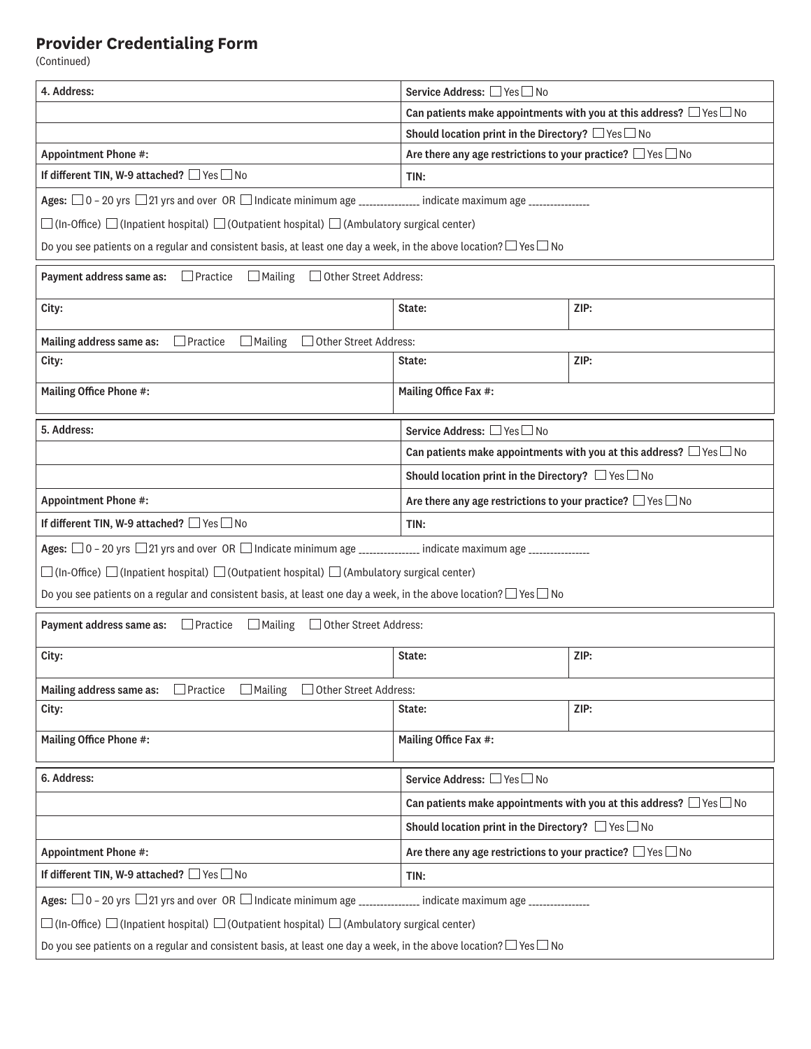## Provider Credentialing Form

(Continued)

| 4. Address: | Service Address: ☐ Yes ☐ No |
|---|---|
| | Can patients make appointments with you at this address? ☐ Yes ☐ No |
| | Should location print in the Directory? ☐ Yes ☐ No |
| Appointment Phone #: | Are there any age restrictions to your practice? ☐ Yes ☐ No |
| If different TIN, W-9 attached? ☐ Yes ☐ No | TIN: |

Ages: ☐ 0 – 20 yrs ☐ 21 yrs and over OR ☐ Indicate minimum age _______________ indicate maximum age _______________

☐ (In-Office) ☐ (Inpatient hospital) ☐ (Outpatient hospital) ☐ (Ambulatory surgical center)

Do you see patients on a regular and consistent basis, at least one day a week, in the above location? ☐ Yes ☐ No

| Payment address same as: ☐ Practice ☐ Mailing ☐ Other Street Address: | | |
|---|---|---|
| City: | State: | ZIP: |
| Mailing address same as: ☐ Practice ☐ Mailing ☐ Other Street Address: | | |
| City: | State: | ZIP: |
| Mailing Office Phone #: | Mailing Office Fax #: | |

| 5. Address: | Service Address: ☐ Yes ☐ No |
|---|---|
| | Can patients make appointments with you at this address? ☐ Yes ☐ No |
| | Should location print in the Directory? ☐ Yes ☐ No |
| Appointment Phone #: | Are there any age restrictions to your practice? ☐ Yes ☐ No |
| If different TIN, W-9 attached? ☐ Yes ☐ No | TIN: |

Ages: ☐ 0 – 20 yrs ☐ 21 yrs and over OR ☐ Indicate minimum age _______________ indicate maximum age _______________

☐ (In-Office) ☐ (Inpatient hospital) ☐ (Outpatient hospital) ☐ (Ambulatory surgical center)

Do you see patients on a regular and consistent basis, at least one day a week, in the above location? ☐ Yes ☐ No

| Payment address same as: ☐ Practice ☐ Mailing ☐ Other Street Address: | | |
|---|---|---|
| City: | State: | ZIP: |
| Mailing address same as: ☐ Practice ☐ Mailing ☐ Other Street Address: | | |
| City: | State: | ZIP: |
| Mailing Office Phone #: | Mailing Office Fax #: | |

| 6. Address: | Service Address: ☐ Yes ☐ No |
|---|---|
| | Can patients make appointments with you at this address? ☐ Yes ☐ No |
| | Should location print in the Directory? ☐ Yes ☐ No |
| Appointment Phone #: | Are there any age restrictions to your practice? ☐ Yes ☐ No |
| If different TIN, W-9 attached? ☐ Yes ☐ No | TIN: |

Ages: ☐ 0 – 20 yrs ☐ 21 yrs and over OR ☐ Indicate minimum age _______________ indicate maximum age _______________

☐ (In-Office) ☐ (Inpatient hospital) ☐ (Outpatient hospital) ☐ (Ambulatory surgical center)

Do you see patients on a regular and consistent basis, at least one day a week, in the above location? ☐ Yes ☐ No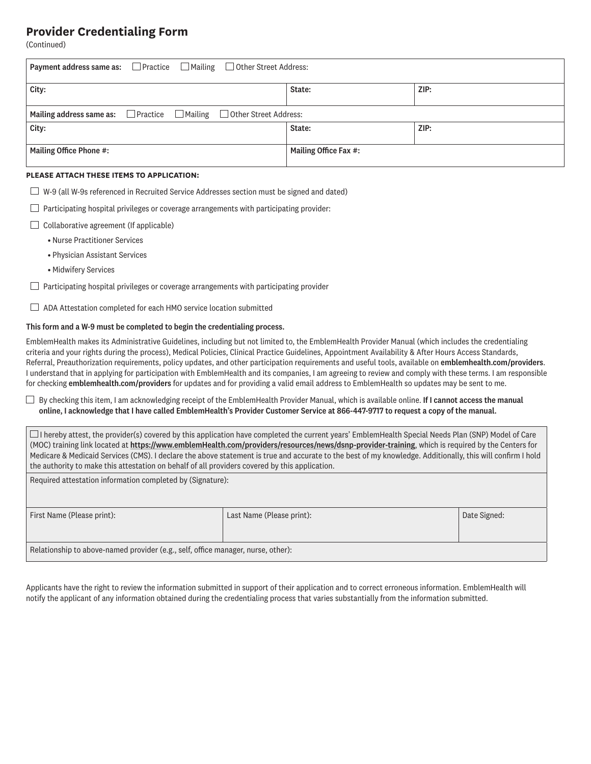## Provider Credentialing Form

(Continued)

| | | |
|---|---|---|
| **Payment address same as:** ☐ Practice ☐ Mailing ☐ Other Street Address: | | |
| **City:** | **State:** | **ZIP:** |
| **Mailing address same as:** ☐ Practice ☐ Mailing ☐ Other Street Address: | | |
| **City:** | **State:** | **ZIP:** |
| **Mailing Office Phone #:** | **Mailing Office Fax #:** | |

**PLEASE ATTACH THESE ITEMS TO APPLICATION:**

☐ W-9 (all W-9s referenced in Recruited Service Addresses section must be signed and dated)

☐ Participating hospital privileges or coverage arrangements with participating provider:

☐ Collaborative agreement (If applicable)

- Nurse Practitioner Services
- Physician Assistant Services
- Midwifery Services

☐ Participating hospital privileges or coverage arrangements with participating provider

☐ ADA Attestation completed for each HMO service location submitted

**This form and a W-9 must be completed to begin the credentialing process.**

EmblemHealth makes its Administrative Guidelines, including but not limited to, the EmblemHealth Provider Manual (which includes the credentialing criteria and your rights during the process), Medical Policies, Clinical Practice Guidelines, Appointment Availability & After Hours Access Standards, Referral, Preauthorization requirements, policy updates, and other participation requirements and useful tools, available on **emblemhealth.com/providers**. I understand that in applying for participation with EmblemHealth and its companies, I am agreeing to review and comply with these terms. I am responsible for checking **emblemhealth.com/providers** for updates and for providing a valid email address to EmblemHealth so updates may be sent to me.

☐ By checking this item, I am acknowledging receipt of the EmblemHealth Provider Manual, which is available online. **If I cannot access the manual online, I acknowledge that I have called EmblemHealth's Provider Customer Service at 866-447-9717 to request a copy of the manual.**

| | | |
|---|---|---|
| ☐ I hereby attest, the provider(s) covered by this application have completed the current years' EmblemHealth Special Needs Plan (SNP) Model of Care (MOC) training link located at **https://www.emblemHealth.com/providers/resources/news/dsnp-provider-training**, which is required by the Centers for Medicare & Medicaid Services (CMS). I declare the above statement is true and accurate to the best of my knowledge. Additionally, this will confirm I hold the authority to make this attestation on behalf of all providers covered by this application. | | |
| Required attestation information completed by (Signature): | | |
| First Name (Please print): | Last Name (Please print): | Date Signed: |
| Relationship to above-named provider (e.g., self, office manager, nurse, other): | | |

Applicants have the right to review the information submitted in support of their application and to correct erroneous information. EmblemHealth will notify the applicant of any information obtained during the credentialing process that varies substantially from the information submitted.